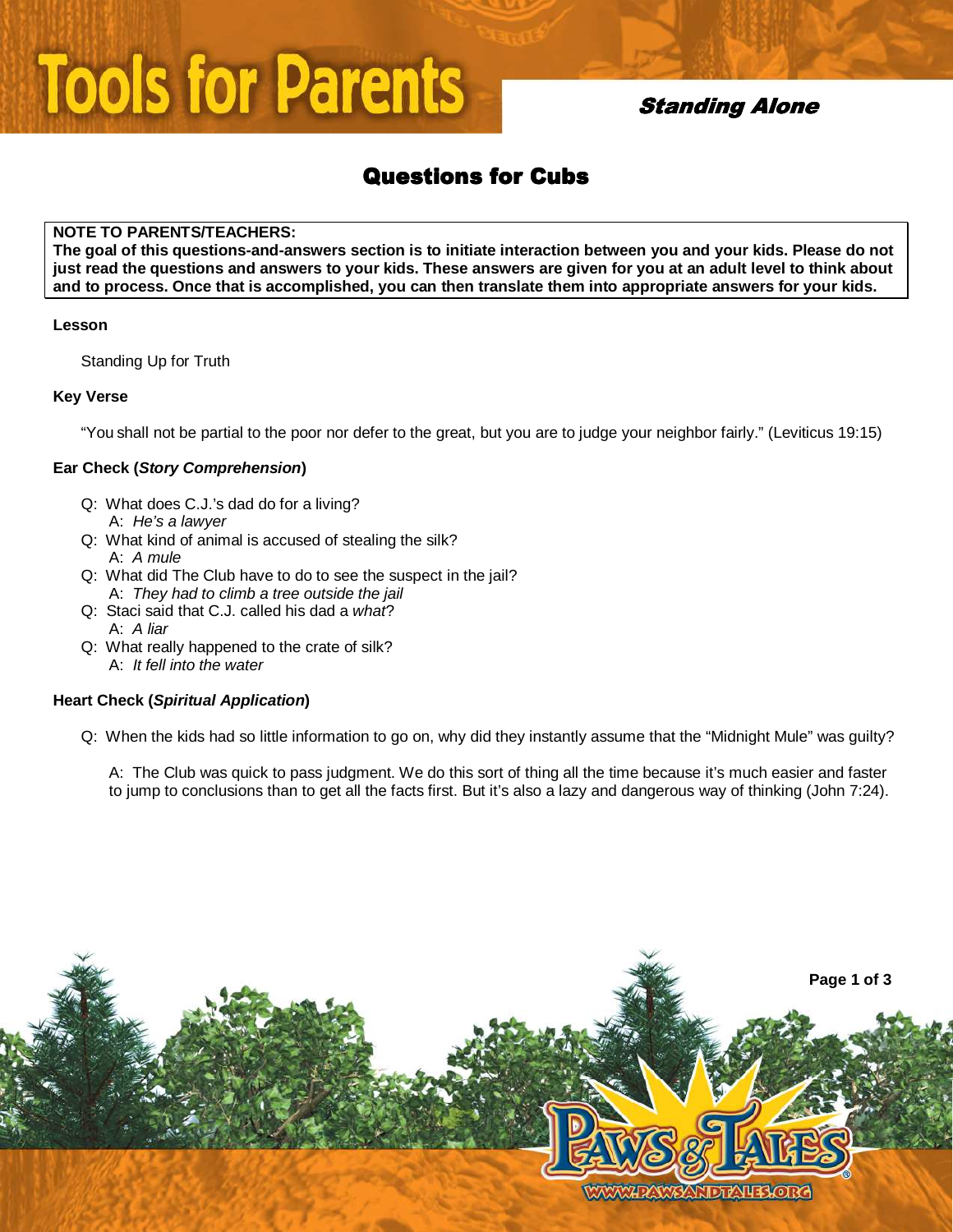# Tools for Parents

## Standing Alone

## Questions for Cubs

**NOTE TO PARENTS/TEACHERS:**
**The goal of this questions-and-answers section is to initiate interaction between you and your kids. Please do not just read the questions and answers to your kids. These answers are given for you at an adult level to think about and to process. Once that is accomplished, you can then translate them into appropriate answers for your kids.**

**Lesson**

Standing Up for Truth

**Key Verse**

"You shall not be partial to the poor nor defer to the great, but you are to judge your neighbor fairly." (Leviticus 19:15)

**Ear Check (*Story Comprehension*)**

- Q: What does C.J.'s dad do for a living?
  A: *He's a lawyer*
- Q: What kind of animal is accused of stealing the silk?
  A: *A mule*
- Q: What did The Club have to do to see the suspect in the jail?
  A: *They had to climb a tree outside the jail*
- Q: Staci said that C.J. called his dad a *what*?
  A: *A liar*
- Q: What really happened to the crate of silk?
  A: *It fell into the water*

**Heart Check (*Spiritual Application*)**

Q: When the kids had so little information to go on, why did they instantly assume that the "Midnight Mule" was guilty?

A: The Club was quick to pass judgment. We do this sort of thing all the time because it's much easier and faster to jump to conclusions than to get all the facts first. But it's also a lazy and dangerous way of thinking (John 7:24).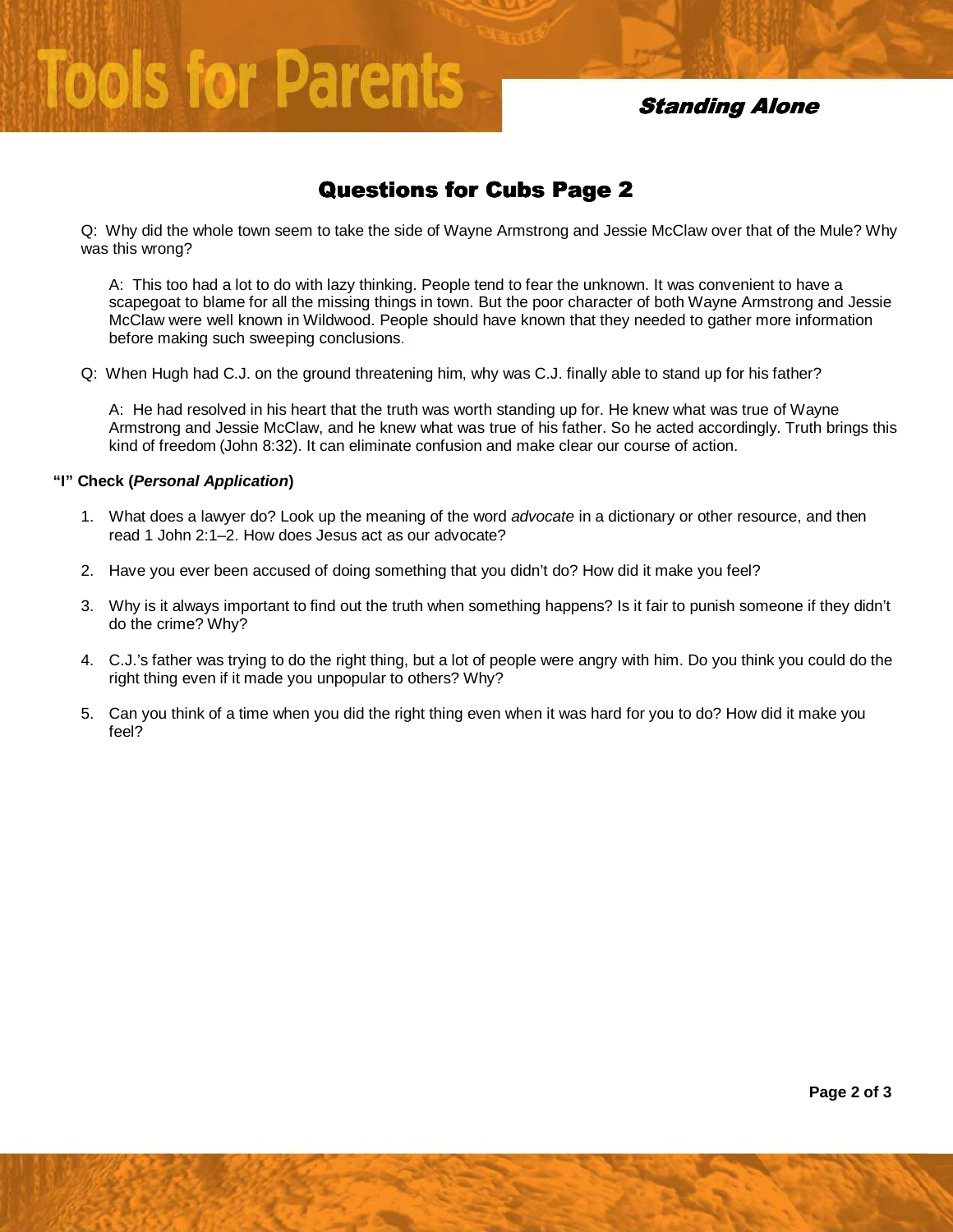## Questions for Cubs Page 2

Q: Why did the whole town seem to take the side of Wayne Armstrong and Jessie McClaw over that of the Mule? Why was this wrong?

A: This too had a lot to do with lazy thinking. People tend to fear the unknown. It was convenient to have a scapegoat to blame for all the missing things in town. But the poor character of both Wayne Armstrong and Jessie McClaw were well known in Wildwood. People should have known that they needed to gather more information before making such sweeping conclusions.

Q: When Hugh had C.J. on the ground threatening him, why was C.J. finally able to stand up for his father?

A: He had resolved in his heart that the truth was worth standing up for. He knew what was true of Wayne Armstrong and Jessie McClaw, and he knew what was true of his father. So he acted accordingly. Truth brings this kind of freedom (John 8:32). It can eliminate confusion and make clear our course of action.

**"I" Check (*Personal Application*)**

1. What does a lawyer do? Look up the meaning of the word *advocate* in a dictionary or other resource, and then read 1 John 2:1–2. How does Jesus act as our advocate?
2. Have you ever been accused of doing something that you didn't do? How did it make you feel?
3. Why is it always important to find out the truth when something happens? Is it fair to punish someone if they didn't do the crime? Why?
4. C.J.'s father was trying to do the right thing, but a lot of people were angry with him. Do you think you could do the right thing even if it made you unpopular to others? Why?
5. Can you think of a time when you did the right thing even when it was hard for you to do? How did it make you feel?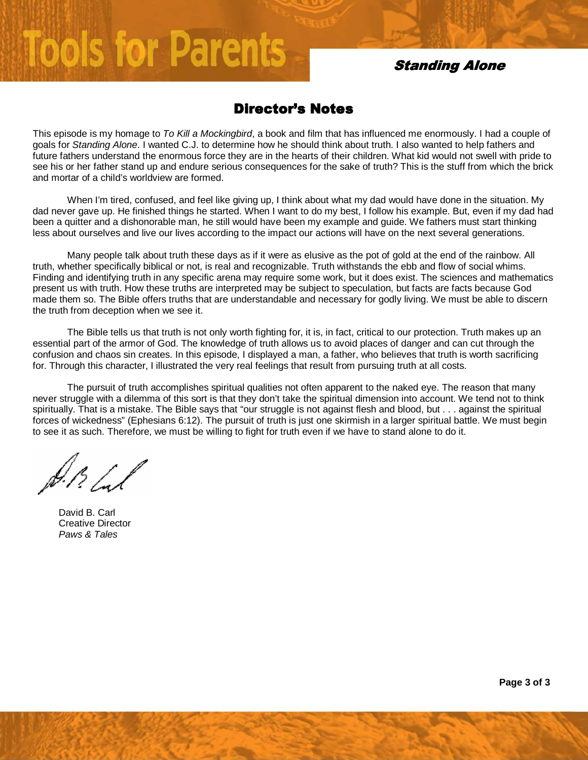# Director's Notes

This episode is my homage to *To Kill a Mockingbird*, a book and film that has influenced me enormously. I had a couple of goals for *Standing Alone*. I wanted C.J. to determine how he should think about truth. I also wanted to help fathers and future fathers understand the enormous force they are in the hearts of their children. What kid would not swell with pride to see his or her father stand up and endure serious consequences for the sake of truth? This is the stuff from which the brick and mortar of a child's worldview are formed.

When I'm tired, confused, and feel like giving up, I think about what my dad would have done in the situation. My dad never gave up. He finished things he started. When I want to do my best, I follow his example. But, even if my dad had been a quitter and a dishonorable man, he still would have been my example and guide. We fathers must start thinking less about ourselves and live our lives according to the impact our actions will have on the next several generations.

Many people talk about truth these days as if it were as elusive as the pot of gold at the end of the rainbow. All truth, whether specifically biblical or not, is real and recognizable. Truth withstands the ebb and flow of social whims. Finding and identifying truth in any specific arena may require some work, but it does exist. The sciences and mathematics present us with truth. How these truths are interpreted may be subject to speculation, but facts are facts because God made them so. The Bible offers truths that are understandable and necessary for godly living. We must be able to discern the truth from deception when we see it.

The Bible tells us that truth is not only worth fighting for, it is, in fact, critical to our protection. Truth makes up an essential part of the armor of God. The knowledge of truth allows us to avoid places of danger and can cut through the confusion and chaos sin creates. In this episode, I displayed a man, a father, who believes that truth is worth sacrificing for. Through this character, I illustrated the very real feelings that result from pursuing truth at all costs.

The pursuit of truth accomplishes spiritual qualities not often apparent to the naked eye. The reason that many never struggle with a dilemma of this sort is that they don't take the spiritual dimension into account. We tend not to think spiritually. That is a mistake. The Bible says that "our struggle is not against flesh and blood, but . . . against the spiritual forces of wickedness" (Ephesians 6:12). The pursuit of truth is just one skirmish in a larger spiritual battle. We must begin to see it as such. Therefore, we must be willing to fight for truth even if we have to stand alone to do it.

David B. Carl
Creative Director
*Paws & Tales*